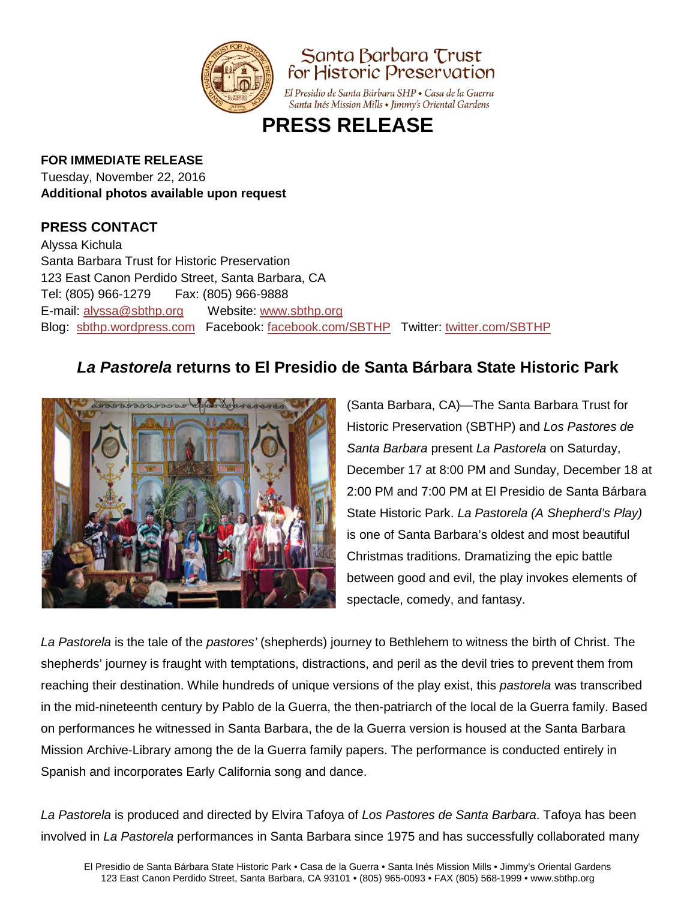Santa Barbara Trust for Historic Preservation

El Presidio de Santa Bárbara SHP • Casa de la Guerra
Santa Inés Mission Mills • Jimmy's Oriental Gardens

# PRESS RELEASE

**FOR IMMEDIATE RELEASE**
Tuesday, November 22, 2016
**Additional photos available upon request**

**PRESS CONTACT**
Alyssa Kichula
Santa Barbara Trust for Historic Preservation
123 East Canon Perdido Street, Santa Barbara, CA
Tel: (805) 966-1279 Fax: (805) 966-9888
E-mail: alyssa@sbthp.org Website: www.sbthp.org
Blog: sbthp.wordpress.com Facebook: facebook.com/SBTHP Twitter: twitter.com/SBTHP

## ***La Pastorela*** **returns to El Presidio de Santa Bárbara State Historic Park**

(Santa Barbara, CA)—The Santa Barbara Trust for Historic Preservation (SBTHP) and *Los Pastores de Santa Barbara* present *La Pastorela* on Saturday, December 17 at 8:00 PM and Sunday, December 18 at 2:00 PM and 7:00 PM at El Presidio de Santa Bárbara State Historic Park. *La Pastorela (A Shepherd's Play)* is one of Santa Barbara's oldest and most beautiful Christmas traditions. Dramatizing the epic battle between good and evil, the play invokes elements of spectacle, comedy, and fantasy.

*La Pastorela* is the tale of the *pastores'* (shepherds) journey to Bethlehem to witness the birth of Christ. The shepherds' journey is fraught with temptations, distractions, and peril as the devil tries to prevent them from reaching their destination. While hundreds of unique versions of the play exist, this *pastorela* was transcribed in the mid-nineteenth century by Pablo de la Guerra, the then-patriarch of the local de la Guerra family. Based on performances he witnessed in Santa Barbara, the de la Guerra version is housed at the Santa Barbara Mission Archive-Library among the de la Guerra family papers. The performance is conducted entirely in Spanish and incorporates Early California song and dance.

*La Pastorela* is produced and directed by Elvira Tafoya of *Los Pastores de Santa Barbara*. Tafoya has been involved in *La Pastorela* performances in Santa Barbara since 1975 and has successfully collaborated many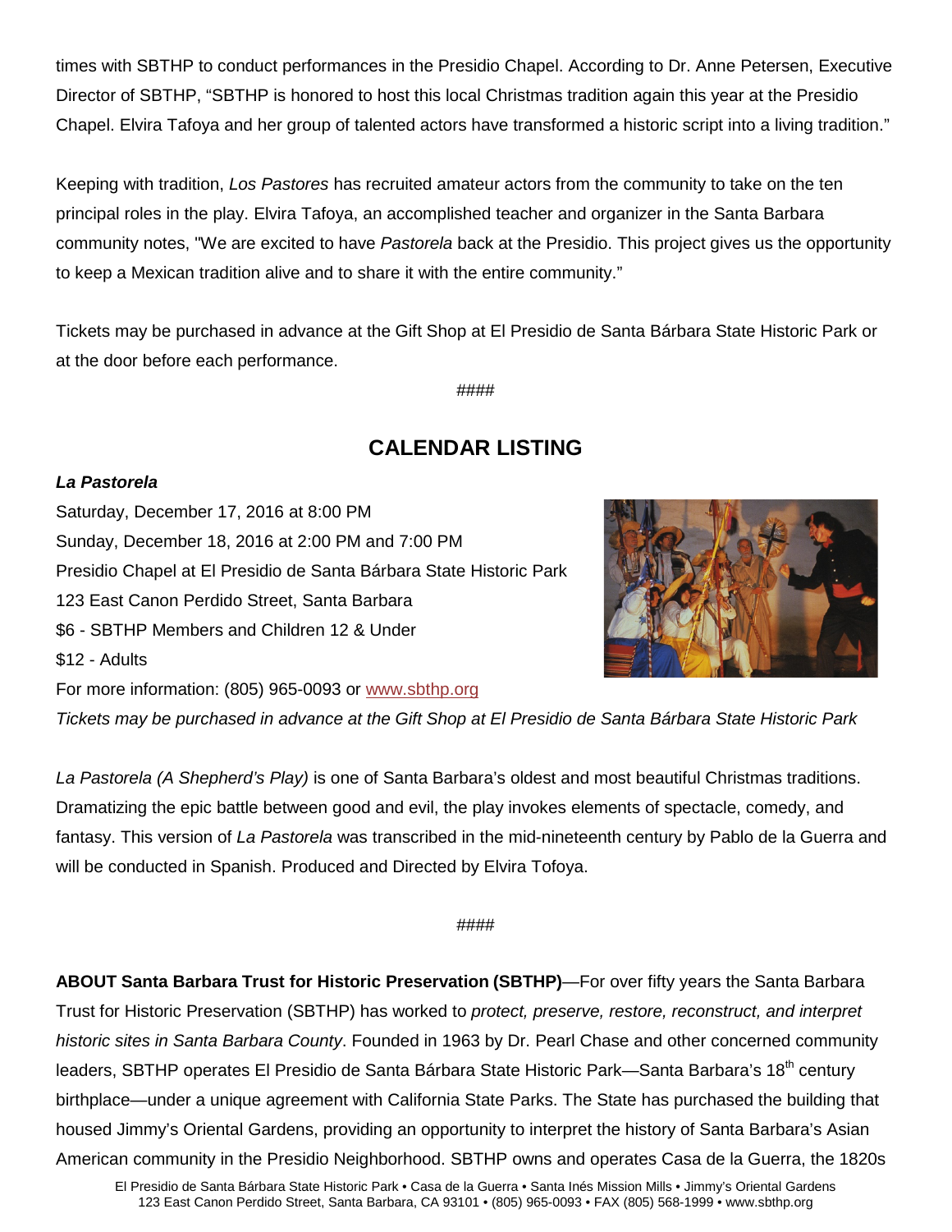times with SBTHP to conduct performances in the Presidio Chapel. According to Dr. Anne Petersen, Executive Director of SBTHP, “SBTHP is honored to host this local Christmas tradition again this year at the Presidio Chapel. Elvira Tafoya and her group of talented actors have transformed a historic script into a living tradition.”

Keeping with tradition, *Los Pastores* has recruited amateur actors from the community to take on the ten principal roles in the play. Elvira Tafoya, an accomplished teacher and organizer in the Santa Barbara community notes, "We are excited to have *Pastorela* back at the Presidio. This project gives us the opportunity to keep a Mexican tradition alive and to share it with the entire community.”

Tickets may be purchased in advance at the Gift Shop at El Presidio de Santa Bárbara State Historic Park or at the door before each performance.

####

## CALENDAR LISTING

***La Pastorela***

Saturday, December 17, 2016 at 8:00 PM
Sunday, December 18, 2016 at 2:00 PM and 7:00 PM
Presidio Chapel at El Presidio de Santa Bárbara State Historic Park
123 East Canon Perdido Street, Santa Barbara
$6 - SBTHP Members and Children 12 & Under
$12 - Adults
For more information: (805) 965-0093 or www.sbthp.org
*Tickets may be purchased in advance at the Gift Shop at El Presidio de Santa Bárbara State Historic Park*

*La Pastorela (A Shepherd's Play)* is one of Santa Barbara's oldest and most beautiful Christmas traditions. Dramatizing the epic battle between good and evil, the play invokes elements of spectacle, comedy, and fantasy. This version of *La Pastorela* was transcribed in the mid-nineteenth century by Pablo de la Guerra and will be conducted in Spanish. Produced and Directed by Elvira Tofoya.

####

**ABOUT Santa Barbara Trust for Historic Preservation (SBTHP)**—For over fifty years the Santa Barbara Trust for Historic Preservation (SBTHP) has worked to *protect, preserve, restore, reconstruct, and interpret historic sites in Santa Barbara County*. Founded in 1963 by Dr. Pearl Chase and other concerned community leaders, SBTHP operates El Presidio de Santa Bárbara State Historic Park—Santa Barbara's 18th century birthplace—under a unique agreement with California State Parks. The State has purchased the building that housed Jimmy's Oriental Gardens, providing an opportunity to interpret the history of Santa Barbara's Asian American community in the Presidio Neighborhood. SBTHP owns and operates Casa de la Guerra, the 1820s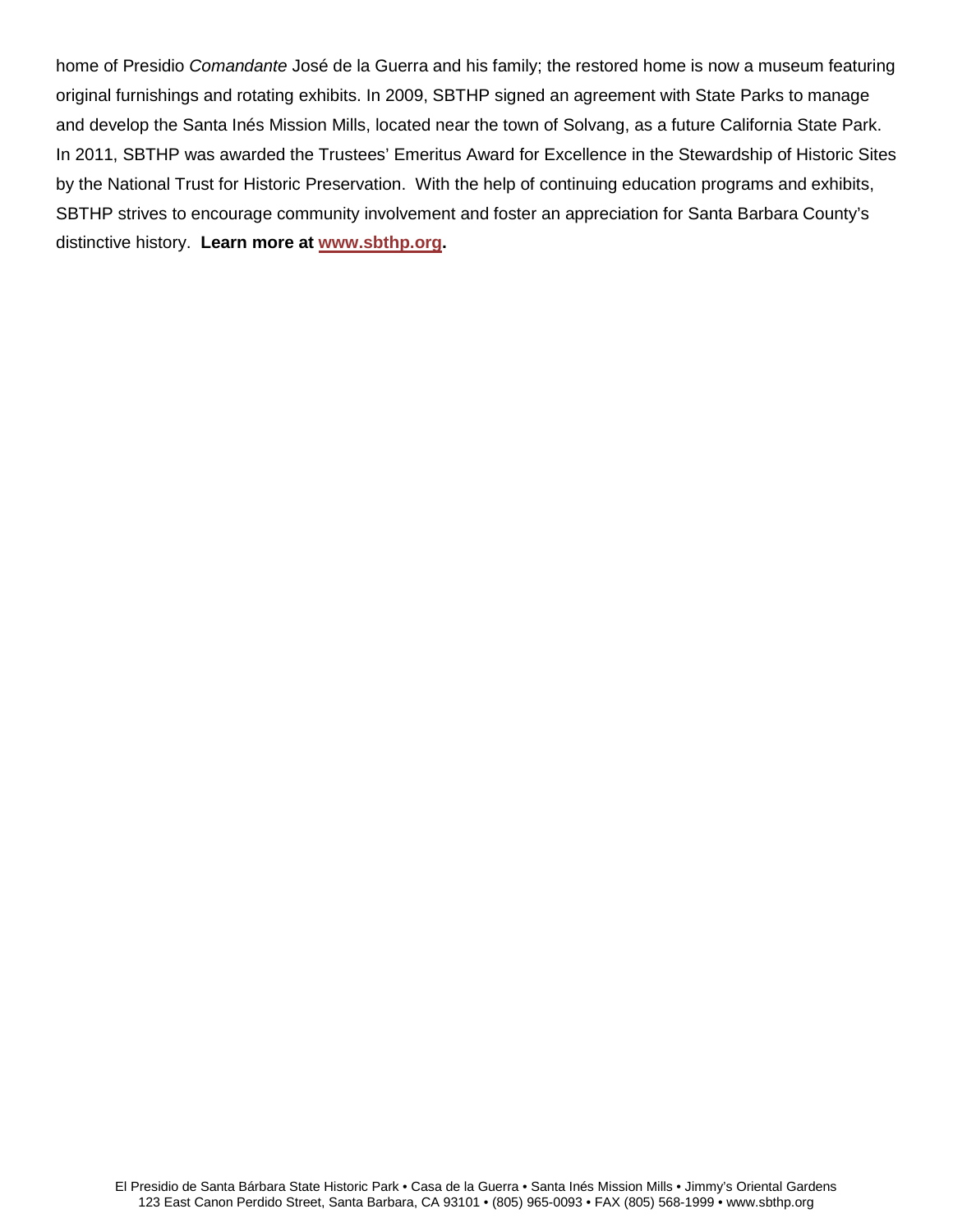home of Presidio *Comandante* José de la Guerra and his family; the restored home is now a museum featuring original furnishings and rotating exhibits. In 2009, SBTHP signed an agreement with State Parks to manage and develop the Santa Inés Mission Mills, located near the town of Solvang, as a future California State Park. In 2011, SBTHP was awarded the Trustees' Emeritus Award for Excellence in the Stewardship of Historic Sites by the National Trust for Historic Preservation. With the help of continuing education programs and exhibits, SBTHP strives to encourage community involvement and foster an appreciation for Santa Barbara County's distinctive history. **Learn more at www.sbthp.org.**